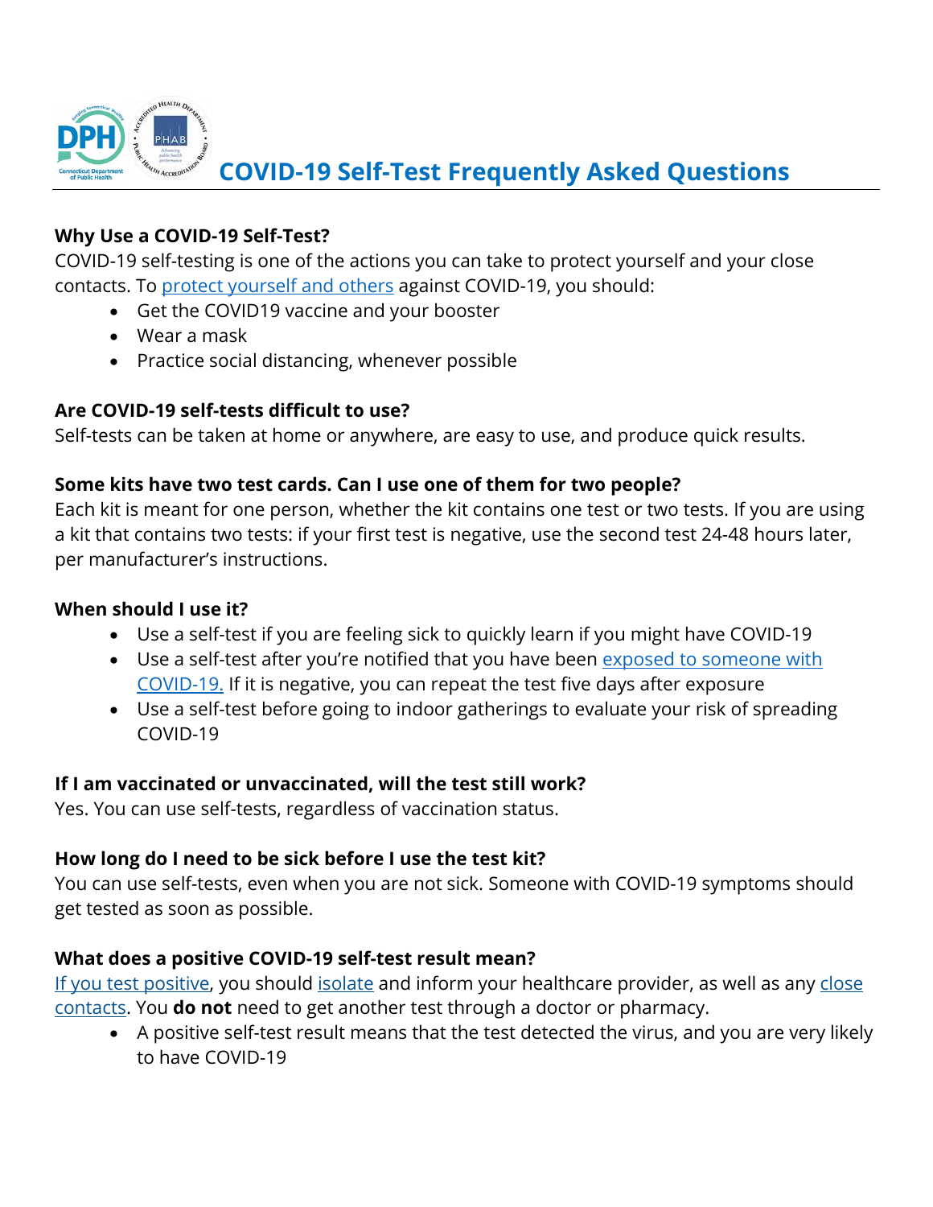# COVID-19 Self-Test Frequently Asked Questions

**Why Use a COVID-19 Self-Test?**

COVID-19 self-testing is one of the actions you can take to protect yourself and your close contacts. To protect yourself and others against COVID-19, you should:

- Get the COVID19 vaccine and your booster
- Wear a mask
- Practice social distancing, whenever possible

**Are COVID-19 self-tests difficult to use?**

Self-tests can be taken at home or anywhere, are easy to use, and produce quick results.

**Some kits have two test cards. Can I use one of them for two people?**

Each kit is meant for one person, whether the kit contains one test or two tests. If you are using a kit that contains two tests: if your first test is negative, use the second test 24-48 hours later, per manufacturer's instructions.

**When should I use it?**

- Use a self-test if you are feeling sick to quickly learn if you might have COVID-19
- Use a self-test after you're notified that you have been exposed to someone with COVID-19. If it is negative, you can repeat the test five days after exposure
- Use a self-test before going to indoor gatherings to evaluate your risk of spreading COVID-19

**If I am vaccinated or unvaccinated, will the test still work?**

Yes. You can use self-tests, regardless of vaccination status.

**How long do I need to be sick before I use the test kit?**

You can use self-tests, even when you are not sick. Someone with COVID-19 symptoms should get tested as soon as possible.

**What does a positive COVID-19 self-test result mean?**

If you test positive, you should isolate and inform your healthcare provider, as well as any close contacts. You **do not** need to get another test through a doctor or pharmacy.

- A positive self-test result means that the test detected the virus, and you are very likely to have COVID-19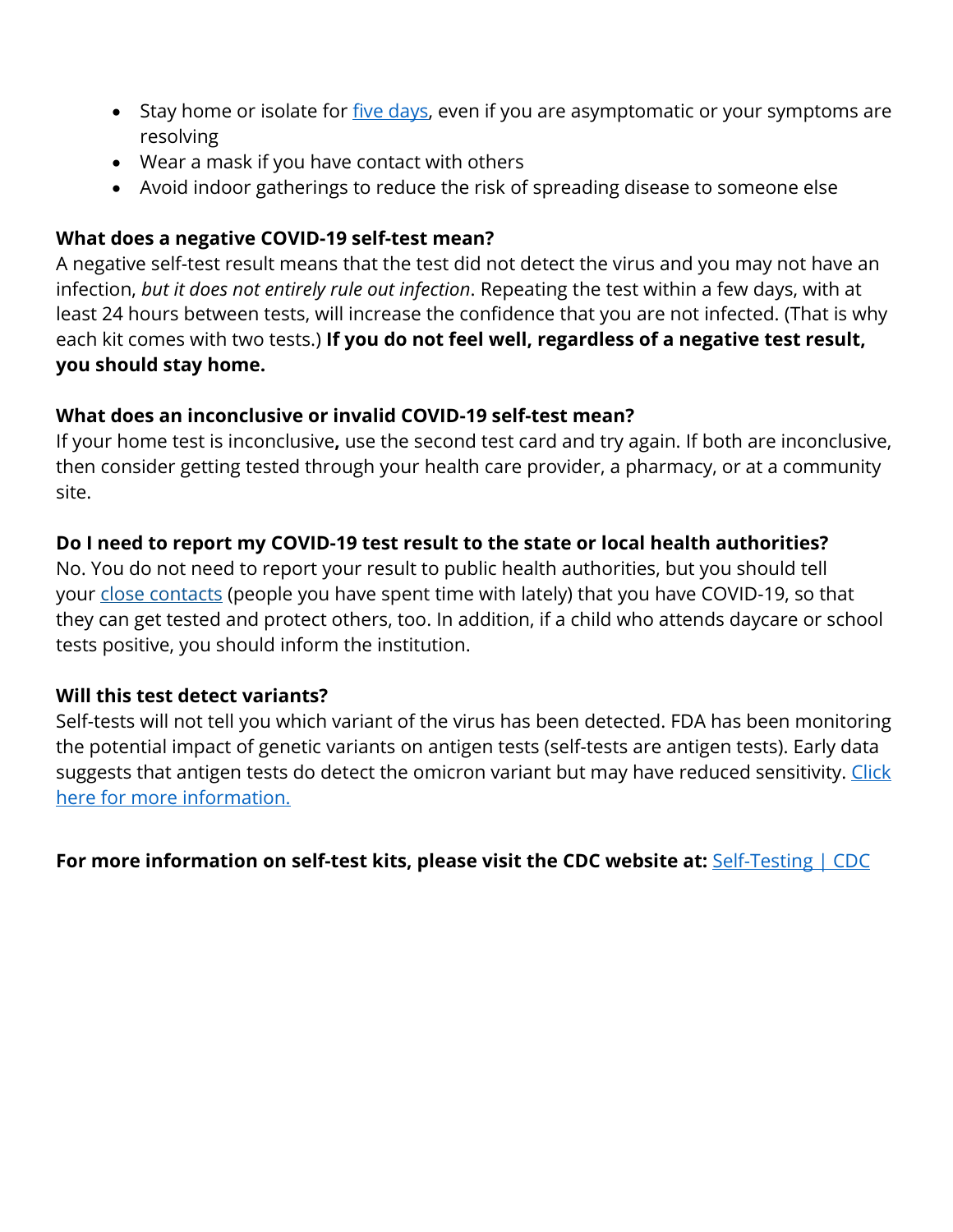- Stay home or isolate for five days, even if you are asymptomatic or your symptoms are resolving
- Wear a mask if you have contact with others
- Avoid indoor gatherings to reduce the risk of spreading disease to someone else

**What does a negative COVID-19 self-test mean?**
A negative self-test result means that the test did not detect the virus and you may not have an infection, *but it does not entirely rule out infection*. Repeating the test within a few days, with at least 24 hours between tests, will increase the confidence that you are not infected. (That is why each kit comes with two tests.) **If you do not feel well, regardless of a negative test result, you should stay home.**

**What does an inconclusive or invalid COVID-19 self-test mean?**
If your home test is inconclusive**,** use the second test card and try again. If both are inconclusive, then consider getting tested through your health care provider, a pharmacy, or at a community site.

**Do I need to report my COVID-19 test result to the state or local health authorities?**
No. You do not need to report your result to public health authorities, but you should tell your close contacts (people you have spent time with lately) that you have COVID-19, so that they can get tested and protect others, too. In addition, if a child who attends daycare or school tests positive, you should inform the institution.

**Will this test detect variants?**
Self-tests will not tell you which variant of the virus has been detected. FDA has been monitoring the potential impact of genetic variants on antigen tests (self-tests are antigen tests). Early data suggests that antigen tests do detect the omicron variant but may have reduced sensitivity. Click here for more information.

**For more information on self-test kits, please visit the CDC website at:** Self-Testing | CDC